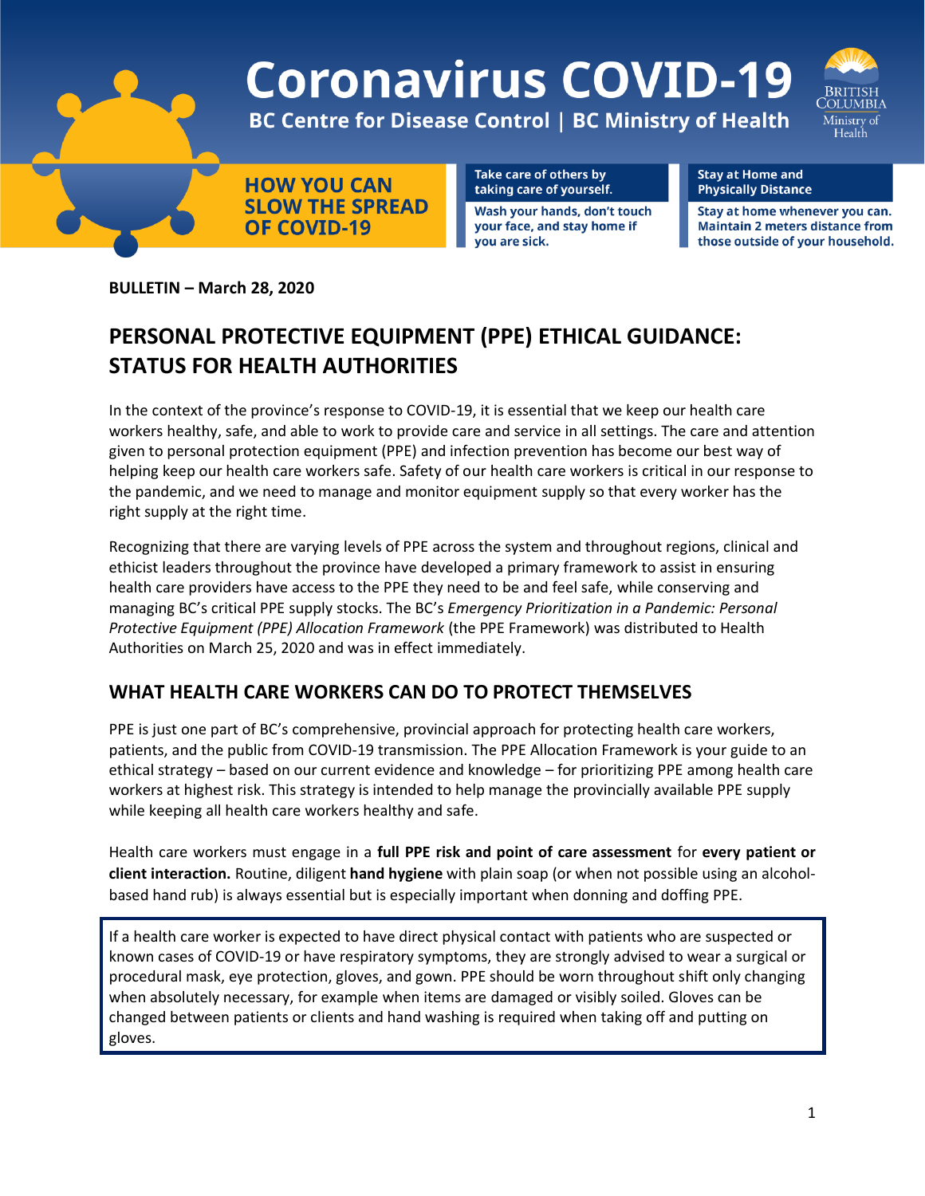# Coronavirus COVID-19

**BC Centre for Disease Control | BC Ministry of Health**

**HOW YOU CAN SLOW THE SPREAD OF COVID-19**

**Take care of others by taking care of yourself.**
Wash your hands, don't touch your face, and stay home if you are sick.

**Stay at Home and Physically Distance**
Stay at home whenever you can. Maintain 2 meters distance from those outside of your household.

**BULLETIN – March 28, 2020**

## PERSONAL PROTECTIVE EQUIPMENT (PPE) ETHICAL GUIDANCE: STATUS FOR HEALTH AUTHORITIES

In the context of the province's response to COVID-19, it is essential that we keep our health care workers healthy, safe, and able to work to provide care and service in all settings. The care and attention given to personal protection equipment (PPE) and infection prevention has become our best way of helping keep our health care workers safe. Safety of our health care workers is critical in our response to the pandemic, and we need to manage and monitor equipment supply so that every worker has the right supply at the right time.

Recognizing that there are varying levels of PPE across the system and throughout regions, clinical and ethicist leaders throughout the province have developed a primary framework to assist in ensuring health care providers have access to the PPE they need to be and feel safe, while conserving and managing BC's critical PPE supply stocks. The BC's *Emergency Prioritization in a Pandemic: Personal Protective Equipment (PPE) Allocation Framework* (the PPE Framework) was distributed to Health Authorities on March 25, 2020 and was in effect immediately.

### WHAT HEALTH CARE WORKERS CAN DO TO PROTECT THEMSELVES

PPE is just one part of BC's comprehensive, provincial approach for protecting health care workers, patients, and the public from COVID-19 transmission. The PPE Allocation Framework is your guide to an ethical strategy – based on our current evidence and knowledge – for prioritizing PPE among health care workers at highest risk. This strategy is intended to help manage the provincially available PPE supply while keeping all health care workers healthy and safe.

Health care workers must engage in a **full PPE risk and point of care assessment** for **every patient or client interaction.** Routine, diligent **hand hygiene** with plain soap (or when not possible using an alcohol-based hand rub) is always essential but is especially important when donning and doffing PPE.

If a health care worker is expected to have direct physical contact with patients who are suspected or known cases of COVID-19 or have respiratory symptoms, they are strongly advised to wear a surgical or procedural mask, eye protection, gloves, and gown. PPE should be worn throughout shift only changing when absolutely necessary, for example when items are damaged or visibly soiled. Gloves can be changed between patients or clients and hand washing is required when taking off and putting on gloves.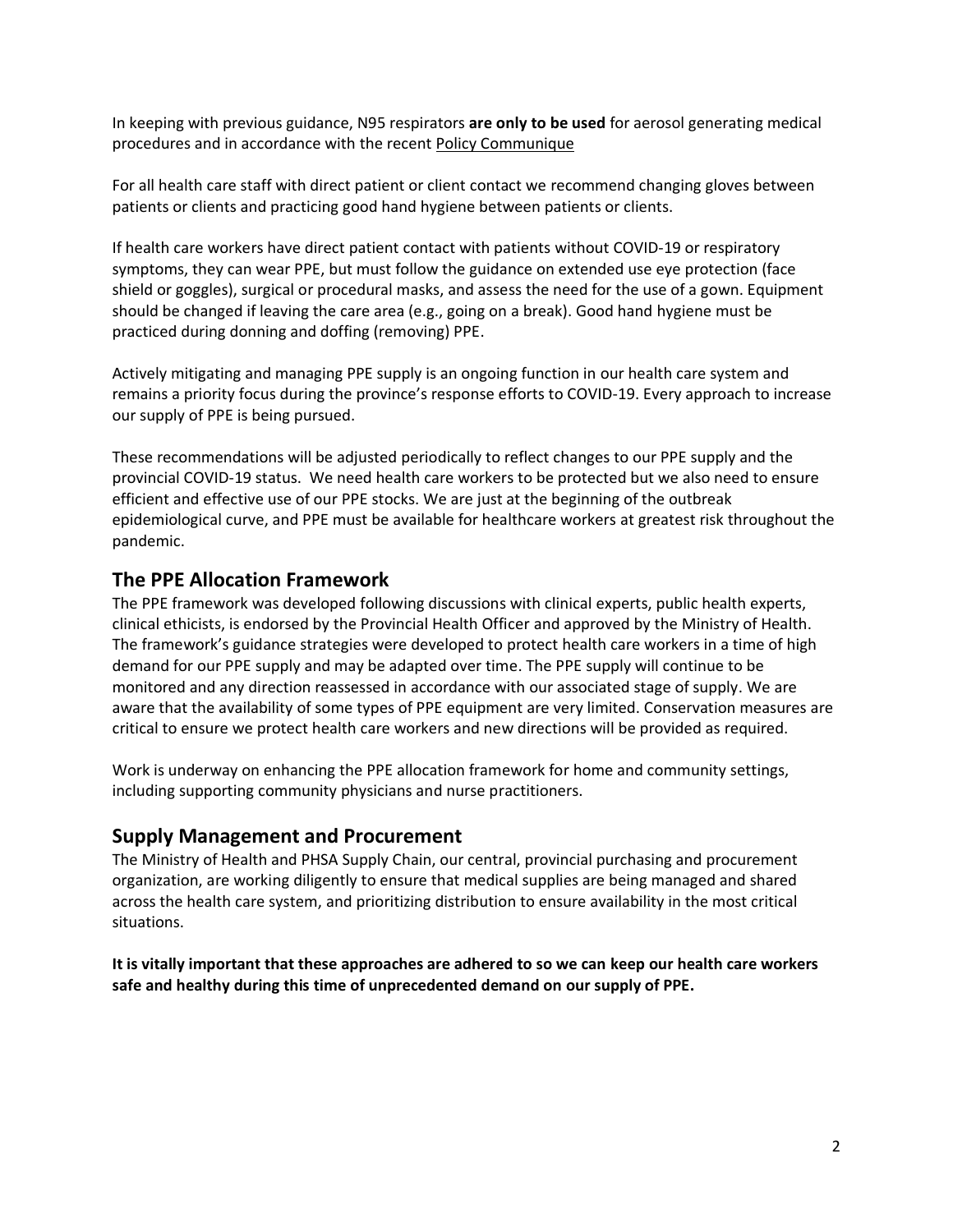In keeping with previous guidance, N95 respirators **are only to be used** for aerosol generating medical procedures and in accordance with the recent Policy Communique

For all health care staff with direct patient or client contact we recommend changing gloves between patients or clients and practicing good hand hygiene between patients or clients.

If health care workers have direct patient contact with patients without COVID-19 or respiratory symptoms, they can wear PPE, but must follow the guidance on extended use eye protection (face shield or goggles), surgical or procedural masks, and assess the need for the use of a gown. Equipment should be changed if leaving the care area (e.g., going on a break). Good hand hygiene must be practiced during donning and doffing (removing) PPE.

Actively mitigating and managing PPE supply is an ongoing function in our health care system and remains a priority focus during the province's response efforts to COVID-19. Every approach to increase our supply of PPE is being pursued.

These recommendations will be adjusted periodically to reflect changes to our PPE supply and the provincial COVID-19 status. We need health care workers to be protected but we also need to ensure efficient and effective use of our PPE stocks. We are just at the beginning of the outbreak epidemiological curve, and PPE must be available for healthcare workers at greatest risk throughout the pandemic.

## The PPE Allocation Framework

The PPE framework was developed following discussions with clinical experts, public health experts, clinical ethicists, is endorsed by the Provincial Health Officer and approved by the Ministry of Health. The framework's guidance strategies were developed to protect health care workers in a time of high demand for our PPE supply and may be adapted over time. The PPE supply will continue to be monitored and any direction reassessed in accordance with our associated stage of supply. We are aware that the availability of some types of PPE equipment are very limited. Conservation measures are critical to ensure we protect health care workers and new directions will be provided as required.

Work is underway on enhancing the PPE allocation framework for home and community settings, including supporting community physicians and nurse practitioners.

## Supply Management and Procurement

The Ministry of Health and PHSA Supply Chain, our central, provincial purchasing and procurement organization, are working diligently to ensure that medical supplies are being managed and shared across the health care system, and prioritizing distribution to ensure availability in the most critical situations.

**It is vitally important that these approaches are adhered to so we can keep our health care workers safe and healthy during this time of unprecedented demand on our supply of PPE.**